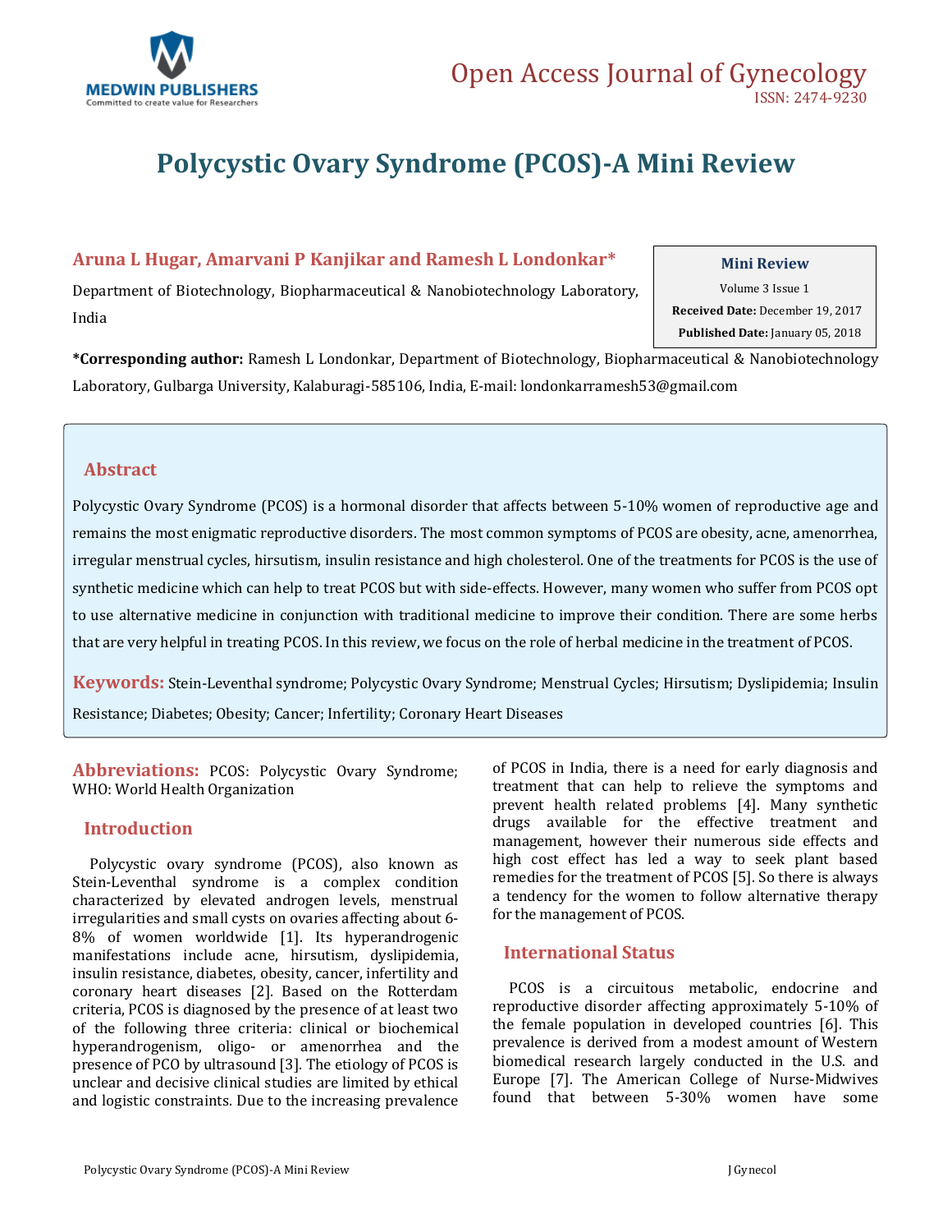# Polycystic Ovary Syndrome (PCOS)-A Mini Review

**Aruna L Hugar, Amarvani P Kanjikar and Ramesh L Londonkar***

Department of Biotechnology, Biopharmaceutical & Nanobiotechnology Laboratory, India

**Mini Review**
Volume 3 Issue 1
**Received Date:** December 19, 2017
**Published Date:** January 05, 2018

**\*Corresponding author:** Ramesh L Londonkar, Department of Biotechnology, Biopharmaceutical & Nanobiotechnology Laboratory, Gulbarga University, Kalaburagi-585106, India, E-mail: londonkarramesh53@gmail.com

## Abstract

Polycystic Ovary Syndrome (PCOS) is a hormonal disorder that affects between 5-10% women of reproductive age and remains the most enigmatic reproductive disorders. The most common symptoms of PCOS are obesity, acne, amenorrhea, irregular menstrual cycles, hirsutism, insulin resistance and high cholesterol. One of the treatments for PCOS is the use of synthetic medicine which can help to treat PCOS but with side-effects. However, many women who suffer from PCOS opt to use alternative medicine in conjunction with traditional medicine to improve their condition. There are some herbs that are very helpful in treating PCOS. In this review, we focus on the role of herbal medicine in the treatment of PCOS.

**Keywords:** Stein-Leventhal syndrome; Polycystic Ovary Syndrome; Menstrual Cycles; Hirsutism; Dyslipidemia; Insulin Resistance; Diabetes; Obesity; Cancer; Infertility; Coronary Heart Diseases

**Abbreviations:** PCOS: Polycystic Ovary Syndrome; WHO: World Health Organization

## Introduction

Polycystic ovary syndrome (PCOS), also known as Stein-Leventhal syndrome is a complex condition characterized by elevated androgen levels, menstrual irregularities and small cysts on ovaries affecting about 6-8% of women worldwide [1]. Its hyperandrogenic manifestations include acne, hirsutism, dyslipidemia, insulin resistance, diabetes, obesity, cancer, infertility and coronary heart diseases [2]. Based on the Rotterdam criteria, PCOS is diagnosed by the presence of at least two of the following three criteria: clinical or biochemical hyperandrogenism, oligo- or amenorrhea and the presence of PCO by ultrasound [3]. The etiology of PCOS is unclear and decisive clinical studies are limited by ethical and logistic constraints. Due to the increasing prevalence of PCOS in India, there is a need for early diagnosis and treatment that can help to relieve the symptoms and prevent health related problems [4]. Many synthetic drugs available for the effective treatment and management, however their numerous side effects and high cost effect has led a way to seek plant based remedies for the treatment of PCOS [5]. So there is always a tendency for the women to follow alternative therapy for the management of PCOS.

## International Status

PCOS is a circuitous metabolic, endocrine and reproductive disorder affecting approximately 5-10% of the female population in developed countries [6]. This prevalence is derived from a modest amount of Western biomedical research largely conducted in the U.S. and Europe [7]. The American College of Nurse-Midwives found that between 5-30% women have some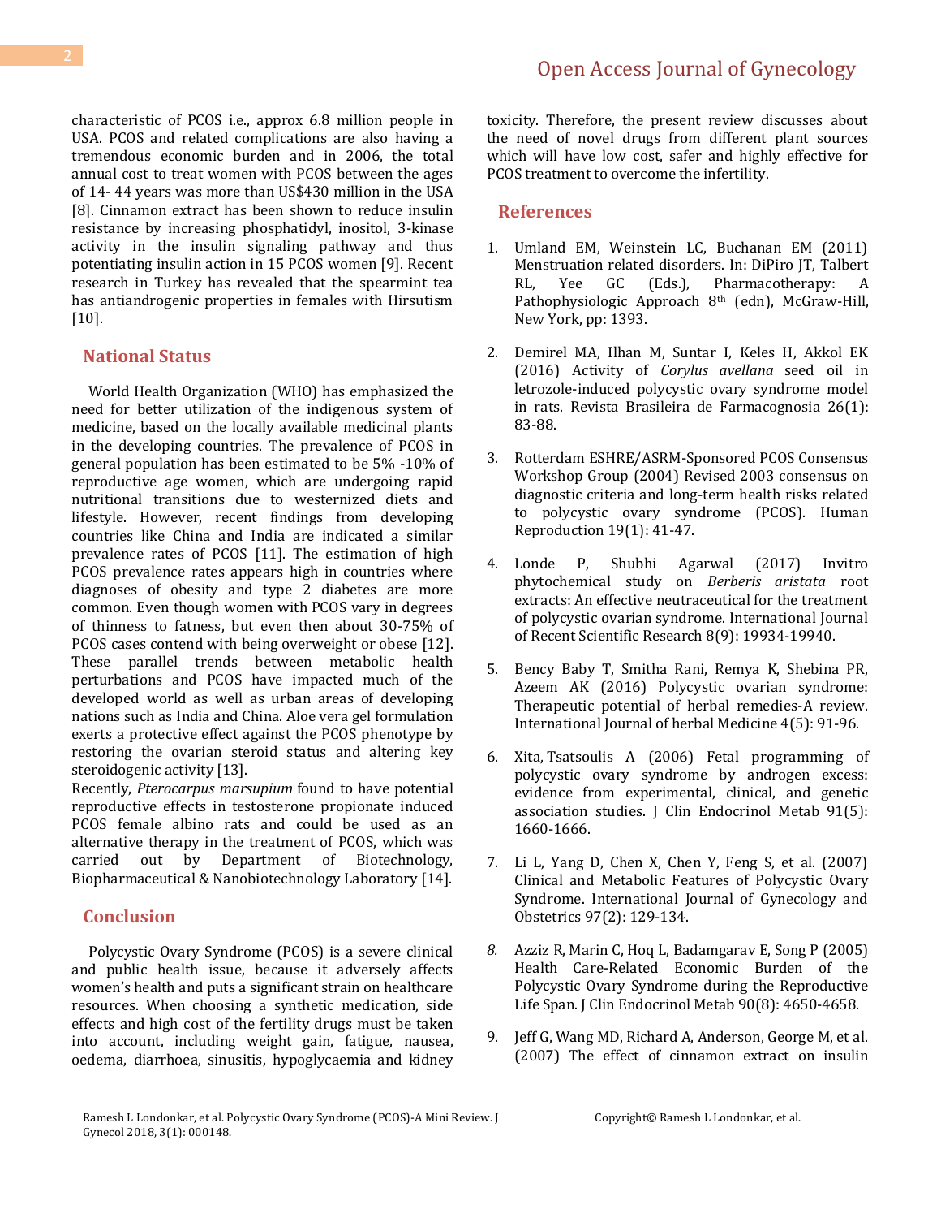characteristic of PCOS i.e., approx 6.8 million people in USA. PCOS and related complications are also having a tremendous economic burden and in 2006, the total annual cost to treat women with PCOS between the ages of 14- 44 years was more than US$430 million in the USA [8]. Cinnamon extract has been shown to reduce insulin resistance by increasing phosphatidyl, inositol, 3-kinase activity in the insulin signaling pathway and thus potentiating insulin action in 15 PCOS women [9]. Recent research in Turkey has revealed that the spearmint tea has antiandrogenic properties in females with Hirsutism [10].

## National Status

World Health Organization (WHO) has emphasized the need for better utilization of the indigenous system of medicine, based on the locally available medicinal plants in the developing countries. The prevalence of PCOS in general population has been estimated to be 5% -10% of reproductive age women, which are undergoing rapid nutritional transitions due to westernized diets and lifestyle. However, recent findings from developing countries like China and India are indicated a similar prevalence rates of PCOS [11]. The estimation of high PCOS prevalence rates appears high in countries where diagnoses of obesity and type 2 diabetes are more common. Even though women with PCOS vary in degrees of thinness to fatness, but even then about 30-75% of PCOS cases contend with being overweight or obese [12]. These parallel trends between metabolic health perturbations and PCOS have impacted much of the developed world as well as urban areas of developing nations such as India and China. Aloe vera gel formulation exerts a protective effect against the PCOS phenotype by restoring the ovarian steroid status and altering key steroidogenic activity [13].

Recently, *Pterocarpus marsupium* found to have potential reproductive effects in testosterone propionate induced PCOS female albino rats and could be used as an alternative therapy in the treatment of PCOS, which was carried out by Department of Biotechnology, Biopharmaceutical & Nanobiotechnology Laboratory [14].

## Conclusion

Polycystic Ovary Syndrome (PCOS) is a severe clinical and public health issue, because it adversely affects women's health and puts a significant strain on healthcare resources. When choosing a synthetic medication, side effects and high cost of the fertility drugs must be taken into account, including weight gain, fatigue, nausea, oedema, diarrhoea, sinusitis, hypoglycaemia and kidney toxicity. Therefore, the present review discusses about the need of novel drugs from different plant sources which will have low cost, safer and highly effective for PCOS treatment to overcome the infertility.

## References

1. Umland EM, Weinstein LC, Buchanan EM (2011) Menstruation related disorders. In: DiPiro JT, Talbert RL, Yee GC (Eds.), Pharmacotherapy: A Pathophysiologic Approach 8th (edn), McGraw-Hill, New York, pp: 1393.
2. Demirel MA, Ilhan M, Suntar I, Keles H, Akkol EK (2016) Activity of *Corylus avellana* seed oil in letrozole-induced polycystic ovary syndrome model in rats. Revista Brasileira de Farmacognosia 26(1): 83-88.
3. Rotterdam ESHRE/ASRM-Sponsored PCOS Consensus Workshop Group (2004) Revised 2003 consensus on diagnostic criteria and long-term health risks related to polycystic ovary syndrome (PCOS). Human Reproduction 19(1): 41-47.
4. Londe P, Shubhi Agarwal (2017) Invitro phytochemical study on *Berberis aristata* root extracts: An effective neutraceutical for the treatment of polycystic ovarian syndrome. International Journal of Recent Scientific Research 8(9): 19934-19940.
5. Bency Baby T, Smitha Rani, Remya K, Shebina PR, Azeem AK (2016) Polycystic ovarian syndrome: Therapeutic potential of herbal remedies-A review. International Journal of herbal Medicine 4(5): 91-96.
6. Xita, Tsatsoulis A (2006) Fetal programming of polycystic ovary syndrome by androgen excess: evidence from experimental, clinical, and genetic association studies. J Clin Endocrinol Metab 91(5): 1660-1666.
7. Li L, Yang D, Chen X, Chen Y, Feng S, et al. (2007) Clinical and Metabolic Features of Polycystic Ovary Syndrome. International Journal of Gynecology and Obstetrics 97(2): 129-134.
8. Azziz R, Marin C, Hoq L, Badamgarav E, Song P (2005) Health Care-Related Economic Burden of the Polycystic Ovary Syndrome during the Reproductive Life Span. J Clin Endocrinol Metab 90(8): 4650-4658.
9. Jeff G, Wang MD, Richard A, Anderson, George M, et al. (2007) The effect of cinnamon extract on insulin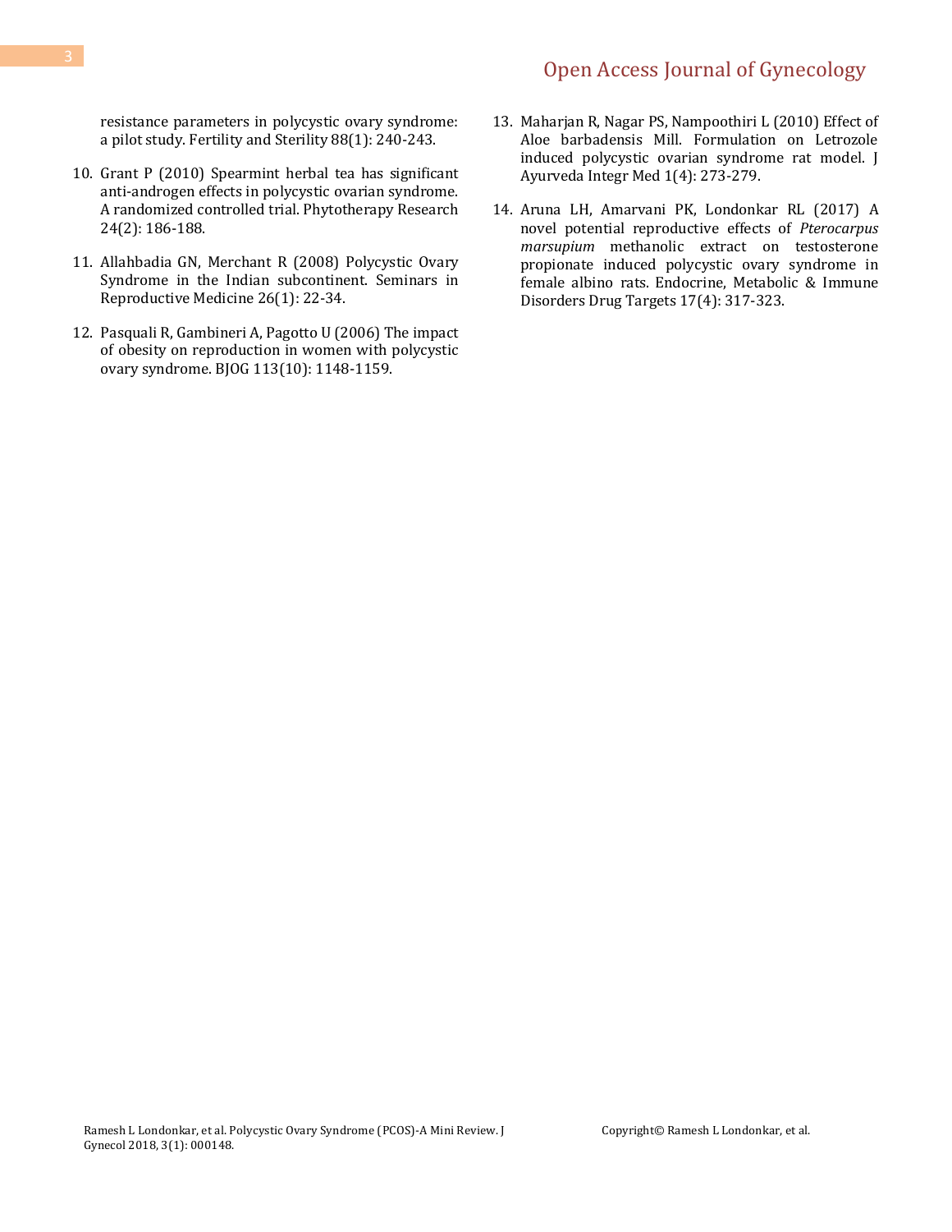resistance parameters in polycystic ovary syndrome: a pilot study. Fertility and Sterility 88(1): 240-243.

10. Grant P (2010) Spearmint herbal tea has significant anti-androgen effects in polycystic ovarian syndrome. A randomized controlled trial. Phytotherapy Research 24(2): 186-188.

11. Allahbadia GN, Merchant R (2008) Polycystic Ovary Syndrome in the Indian subcontinent. Seminars in Reproductive Medicine 26(1): 22-34.

12. Pasquali R, Gambineri A, Pagotto U (2006) The impact of obesity on reproduction in women with polycystic ovary syndrome. BJOG 113(10): 1148-1159.

13. Maharjan R, Nagar PS, Nampoothiri L (2010) Effect of Aloe barbadensis Mill. Formulation on Letrozole induced polycystic ovarian syndrome rat model. J Ayurveda Integr Med 1(4): 273-279.

14. Aruna LH, Amarvani PK, Londonkar RL (2017) A novel potential reproductive effects of *Pterocarpus marsupium* methanolic extract on testosterone propionate induced polycystic ovary syndrome in female albino rats. Endocrine, Metabolic & Immune Disorders Drug Targets 17(4): 317-323.